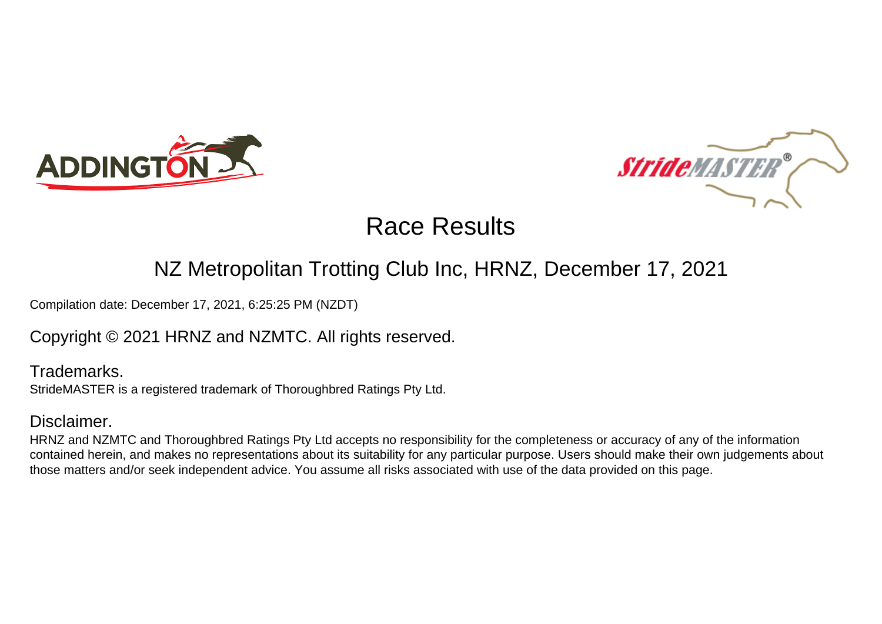# Race Results

## NZ Metropolitan Trotting Club Inc, HRNZ, December 17, 2021

Compilation date: December 17, 2021, 6:25:25 PM (NZDT)

Copyright © 2021 HRNZ and NZMTC. All rights reserved.

### Trademarks.

StrideMASTER is a registered trademark of Thoroughbred Ratings Pty Ltd.

### Disclaimer.

HRNZ and NZMTC and Thoroughbred Ratings Pty Ltd accepts no responsibility for the completeness or accuracy of any of the information contained herein, and makes no representations about its suitability for any particular purpose. Users should make their own judgements about those matters and/or seek independent advice. You assume all risks associated with use of the data provided on this page.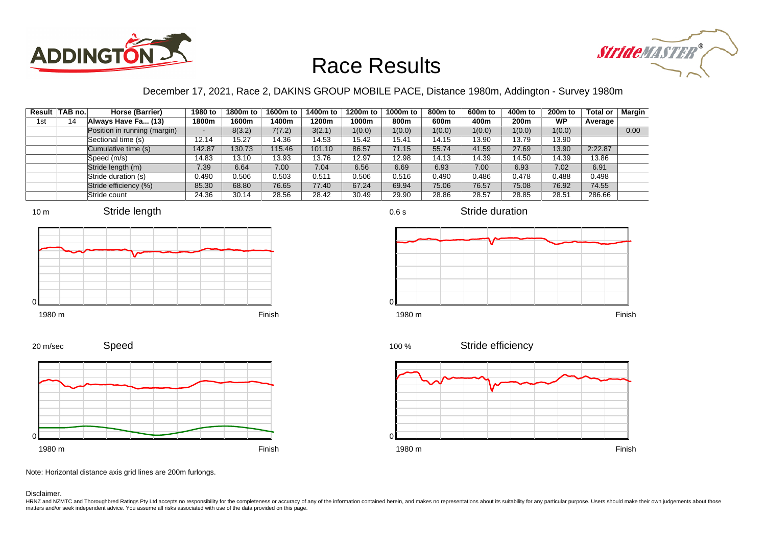# Race Results

December 17, 2021, Race 2, DAKINS GROUP MOBILE PACE, Distance 1980m, Addington - Survey 1980m

| Result | TAB no. | Horse (Barrier) | 1980 to 1800m | 1800m to 1600m | 1600m to 1400m | 1400m to 1200m | 1200m to 1000m | 1000m to 800m | 800m to 600m | 600m to 400m | 400m to 200m | 200m to WP | Total or Average | Margin |
|---|---|---|---|---|---|---|---|---|---|---|---|---|---|---|
| 1st | 14 | Always Have Fa... (13) | | | | | | | | | | | | |
| | | Position in running (margin) | - | 8(3.2) | 7(7.2) | 3(2.1) | 1(0.0) | 1(0.0) | 1(0.0) | 1(0.0) | 1(0.0) | 1(0.0) | | 0.00 |
| | | Sectional time (s) | 12.14 | 15.27 | 14.36 | 14.53 | 15.42 | 15.41 | 14.15 | 13.90 | 13.79 | 13.90 | | |
| | | Cumulative time (s) | 142.87 | 130.73 | 115.46 | 101.10 | 86.57 | 71.15 | 55.74 | 41.59 | 27.69 | 13.90 | 2:22.87 | |
| | | Speed (m/s) | 14.83 | 13.10 | 13.93 | 13.76 | 12.97 | 12.98 | 14.13 | 14.39 | 14.50 | 14.39 | 13.86 | |
| | | Stride length (m) | 7.39 | 6.64 | 7.00 | 7.04 | 6.56 | 6.69 | 6.93 | 7.00 | 6.93 | 7.02 | 6.91 | |
| | | Stride duration (s) | 0.490 | 0.506 | 0.503 | 0.511 | 0.506 | 0.516 | 0.490 | 0.486 | 0.478 | 0.488 | 0.498 | |
| | | Stride efficiency (%) | 85.30 | 68.80 | 76.65 | 77.40 | 67.24 | 69.94 | 75.06 | 76.57 | 75.08 | 76.92 | 74.55 | |
| | | Stride count | 24.36 | 30.14 | 28.56 | 28.42 | 30.49 | 29.90 | 28.86 | 28.57 | 28.85 | 28.51 | 286.66 | |

Stride length (10 m; 1980 m – Finish)

Stride duration (0.6 s; 1980 m – Finish)

Speed (20 m/sec; 1980 m – Finish)

Stride efficiency (100 %; 1980 m – Finish)

Note: Horizontal distance axis grid lines are 200m furlongs.

Disclaimer.

HRNZ and NZMTC and Thoroughbred Ratings Pty Ltd accepts no responsibility for the completeness or accuracy of any of the information contained herein, and makes no representations about its suitability for any particular purpose. Users should make their own judgements about those matters and/or seek independent advice. You assume all risks associated with use of the data provided on this page.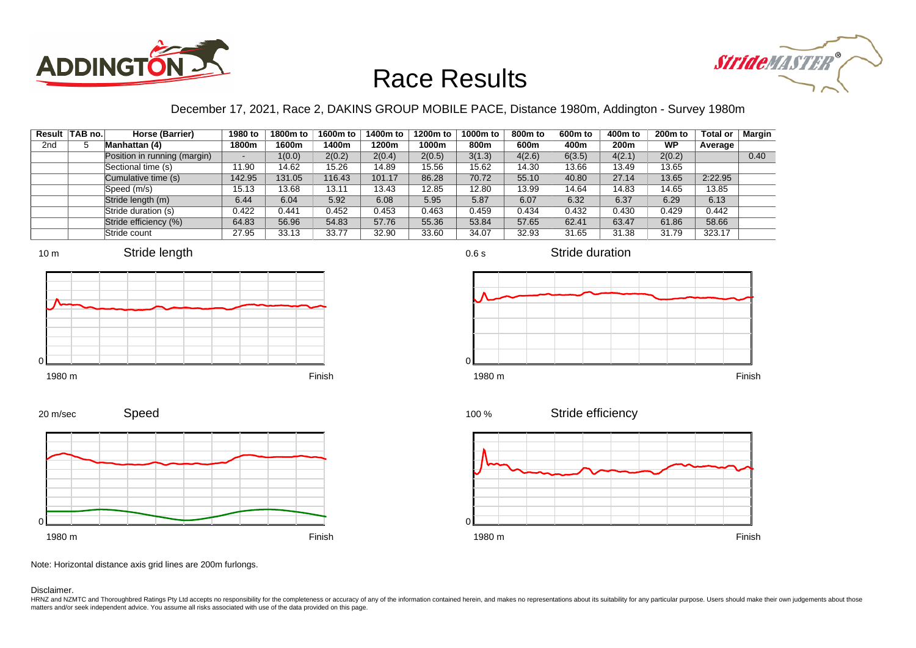# Race Results

December 17, 2021, Race 2, DAKINS GROUP MOBILE PACE, Distance 1980m, Addington - Survey 1980m

| Result | TAB no. | Horse (Barrier) | 1980 to 1800m | 1800m to 1600m | 1600m to 1400m | 1400m to 1200m | 1200m to 1000m | 1000m to 800m | 800m to 600m | 600m to 400m | 400m to 200m | 200m to WP | Total or Average | Margin |
|---|---|---|---|---|---|---|---|---|---|---|---|---|---|---|
| 2nd | 5 | Manhattan (4) | | | | | | | | | | | | |
| | | Position in running (margin) | - | 1(0.0) | 2(0.2) | 2(0.4) | 2(0.5) | 3(1.3) | 4(2.6) | 6(3.5) | 4(2.1) | 2(0.2) | | 0.40 |
| | | Sectional time (s) | 11.90 | 14.62 | 15.26 | 14.89 | 15.56 | 15.62 | 14.30 | 13.66 | 13.49 | 13.65 | | |
| | | Cumulative time (s) | 142.95 | 131.05 | 116.43 | 101.17 | 86.28 | 70.72 | 55.10 | 40.80 | 27.14 | 13.65 | 2:22.95 | |
| | | Speed (m/s) | 15.13 | 13.68 | 13.11 | 13.43 | 12.85 | 12.80 | 13.99 | 14.64 | 14.83 | 14.65 | 13.85 | |
| | | Stride length (m) | 6.44 | 6.04 | 5.92 | 6.08 | 5.95 | 5.87 | 6.07 | 6.32 | 6.37 | 6.29 | 6.13 | |
| | | Stride duration (s) | 0.422 | 0.441 | 0.452 | 0.453 | 0.463 | 0.459 | 0.434 | 0.432 | 0.430 | 0.429 | 0.442 | |
| | | Stride efficiency (%) | 64.83 | 56.96 | 54.83 | 57.76 | 55.36 | 53.84 | 57.65 | 62.41 | 63.47 | 61.86 | 58.66 | |
| | | Stride count | 27.95 | 33.13 | 33.77 | 32.90 | 33.60 | 34.07 | 32.93 | 31.65 | 31.38 | 31.79 | 323.17 | |

Note: Horizontal distance axis grid lines are 200m furlongs.

Disclaimer.

HRNZ and NZMTC and Thoroughbred Ratings Pty Ltd accepts no responsibility for the completeness or accuracy of any of the information contained herein, and makes no representations about its suitability for any particular purpose. Users should make their own judgements about those matters and/or seek independent advice. You assume all risks associated with use of the data provided on this page.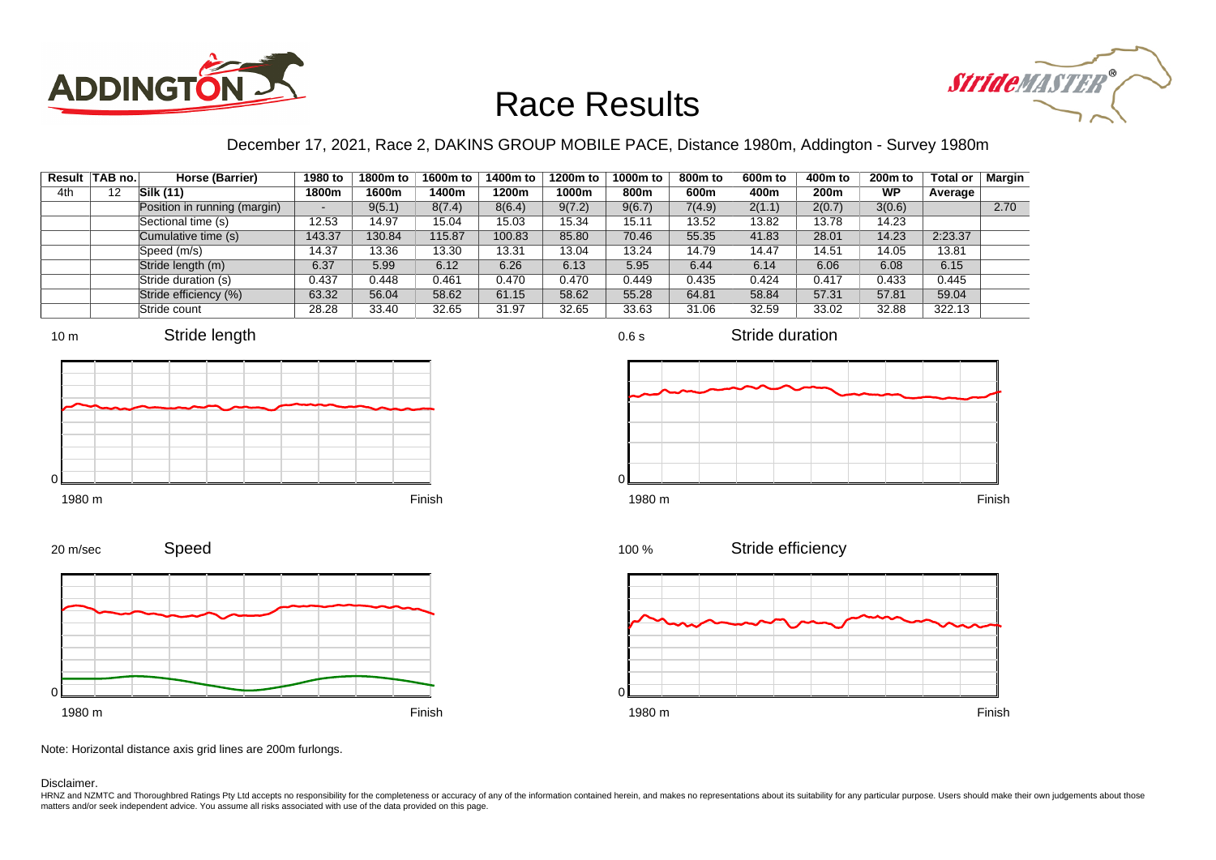# Race Results

December 17, 2021, Race 2, DAKINS GROUP MOBILE PACE, Distance 1980m, Addington - Survey 1980m

| Result | TAB no. | Horse (Barrier) | 1980 to 1800m | 1800m to 1600m | 1600m to 1400m | 1400m to 1200m | 1200m to 1000m | 1000m to 800m | 800m to 600m | 600m to 400m | 400m to 200m | 200m to WP | Total or Average | Margin |
|---|---|---|---|---|---|---|---|---|---|---|---|---|---|---|
| 4th | 12 | **Silk (11)** | | | | | | | | | | | | |
| | | Position in running (margin) | - | 9(5.1) | 8(7.4) | 8(6.4) | 9(7.2) | 9(6.7) | 7(4.9) | 2(1.1) | 2(0.7) | 3(0.6) | | 2.70 |
| | | Sectional time (s) | 12.53 | 14.97 | 15.04 | 15.03 | 15.34 | 15.11 | 13.52 | 13.82 | 13.78 | 14.23 | | |
| | | Cumulative time (s) | 143.37 | 130.84 | 115.87 | 100.83 | 85.80 | 70.46 | 55.35 | 41.83 | 28.01 | 14.23 | 2:23.37 | |
| | | Speed (m/s) | 14.37 | 13.36 | 13.30 | 13.31 | 13.04 | 13.24 | 14.79 | 14.47 | 14.51 | 14.05 | 13.81 | |
| | | Stride length (m) | 6.37 | 5.99 | 6.12 | 6.26 | 6.13 | 5.95 | 6.44 | 6.14 | 6.06 | 6.08 | 6.15 | |
| | | Stride duration (s) | 0.437 | 0.448 | 0.461 | 0.470 | 0.470 | 0.449 | 0.435 | 0.424 | 0.417 | 0.433 | 0.445 | |
| | | Stride efficiency (%) | 63.32 | 56.04 | 58.62 | 61.15 | 58.62 | 55.28 | 64.81 | 58.84 | 57.31 | 57.81 | 59.04 | |
| | | Stride count | 28.28 | 33.40 | 32.65 | 31.97 | 32.65 | 33.63 | 31.06 | 32.59 | 33.02 | 32.88 | 322.13 | |

Note: Horizontal distance axis grid lines are 200m furlongs.

Disclaimer.

HRNZ and NZMTC and Thoroughbred Ratings Pty Ltd accepts no responsibility for the completeness or accuracy of any of the information contained herein, and makes no representations about its suitability for any particular purpose. Users should make their own judgements about those matters and/or seek independent advice. You assume all risks associated with use of the data provided on this page.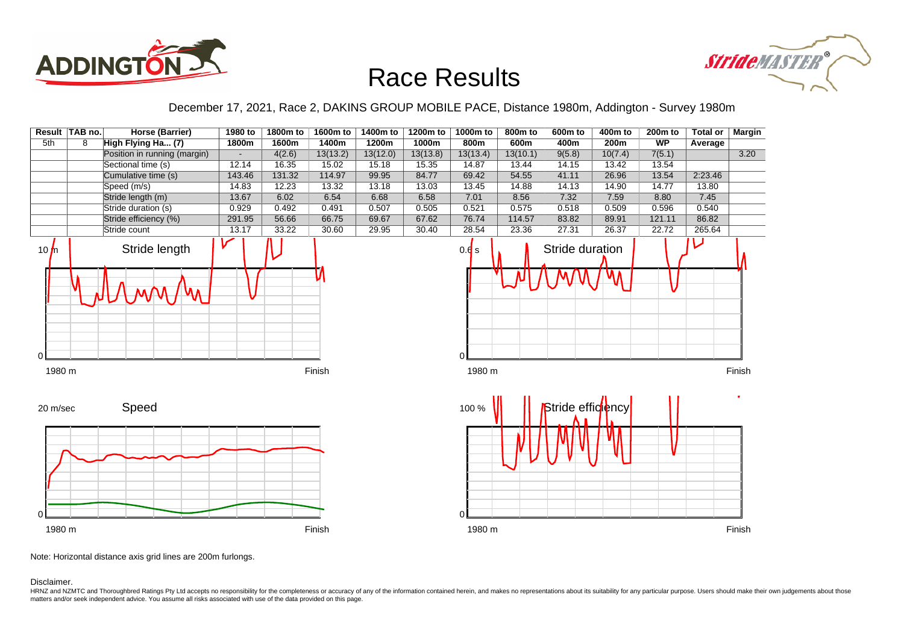# Race Results

December 17, 2021, Race 2, DAKINS GROUP MOBILE PACE, Distance 1980m, Addington - Survey 1980m

| Result | TAB no. | Horse (Barrier) | 1980 to 1800m | 1800m to 1600m | 1600m to 1400m | 1400m to 1200m | 1200m to 1000m | 1000m to 800m | 800m to 600m | 600m to 400m | 400m to 200m | 200m to WP | Total or Average | Margin |
|---|---|---|---|---|---|---|---|---|---|---|---|---|---|---|
| 5th | 8 | High Flying Ha... (7) | | | | | | | | | | | | |
| | | Position in running (margin) | - | 4(2.6) | 13(13.2) | 13(12.0) | 13(13.8) | 13(13.4) | 13(10.1) | 9(5.8) | 10(7.4) | 7(5.1) | | 3.20 |
| | | Sectional time (s) | 12.14 | 16.35 | 15.02 | 15.18 | 15.35 | 14.87 | 13.44 | 14.15 | 13.42 | 13.54 | | |
| | | Cumulative time (s) | 143.46 | 131.32 | 114.97 | 99.95 | 84.77 | 69.42 | 54.55 | 41.11 | 26.96 | 13.54 | 2:23.46 | |
| | | Speed (m/s) | 14.83 | 12.23 | 13.32 | 13.18 | 13.03 | 13.45 | 14.88 | 14.13 | 14.90 | 14.77 | 13.80 | |
| | | Stride length (m) | 13.67 | 6.02 | 6.54 | 6.68 | 6.58 | 7.01 | 8.56 | 7.32 | 7.59 | 8.80 | 7.45 | |
| | | Stride duration (s) | 0.929 | 0.492 | 0.491 | 0.507 | 0.505 | 0.521 | 0.575 | 0.518 | 0.509 | 0.596 | 0.540 | |
| | | Stride efficiency (%) | 291.95 | 56.66 | 66.75 | 69.67 | 67.62 | 76.74 | 114.57 | 83.82 | 89.91 | 121.11 | 86.82 | |
| | | Stride count | 13.17 | 33.22 | 30.60 | 29.95 | 30.40 | 28.54 | 23.36 | 27.31 | 26.37 | 22.72 | 265.64 | |

Note: Horizontal distance axis grid lines are 200m furlongs.

Disclaimer.

HRNZ and NZMTC and Thoroughbred Ratings Pty Ltd accepts no responsibility for the completeness or accuracy of any of the information contained herein, and makes no representations about its suitability for any particular purpose. Users should make their own judgements about those matters and/or seek independent advice. You assume all risks associated with use of the data provided on this page.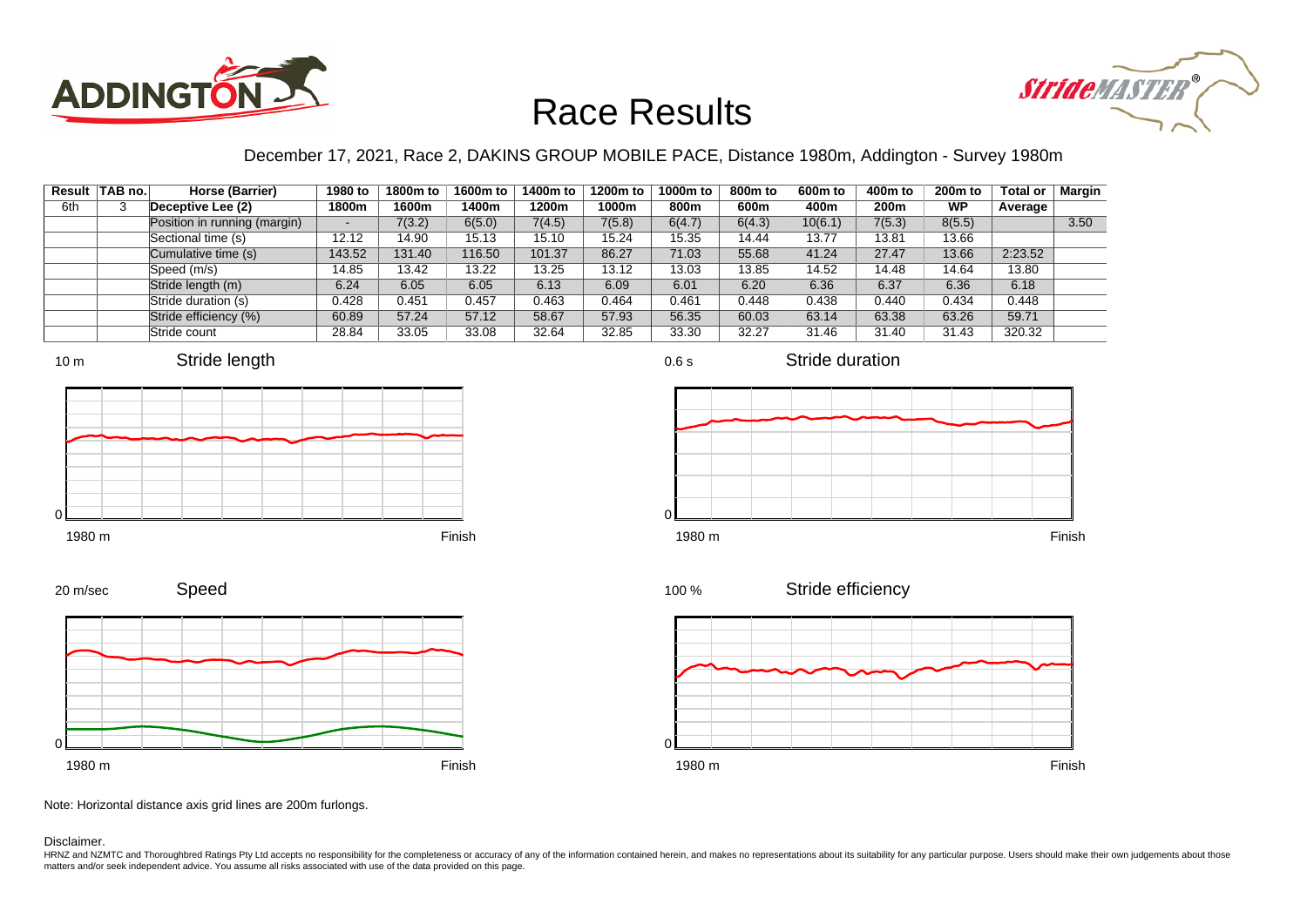# Race Results

December 17, 2021, Race 2, DAKINS GROUP MOBILE PACE, Distance 1980m, Addington - Survey 1980m

| Result | TAB no. | Horse (Barrier) | 1980 to 1800m | 1800m to 1600m | 1600m to 1400m | 1400m to 1200m | 1200m to 1000m | 1000m to 800m | 800m to 600m | 600m to 400m | 400m to 200m | 200m to WP | Total or Average | Margin |
|---|---|---|---|---|---|---|---|---|---|---|---|---|---|---|
| 6th | 3 | Deceptive Lee (2) | | | | | | | | | | | | |
| | | Position in running (margin) | - | 7(3.2) | 6(5.0) | 7(4.5) | 7(5.8) | 6(4.7) | 6(4.3) | 10(6.1) | 7(5.3) | 8(5.5) | | 3.50 |
| | | Sectional time (s) | 12.12 | 14.90 | 15.13 | 15.10 | 15.24 | 15.35 | 14.44 | 13.77 | 13.81 | 13.66 | | |
| | | Cumulative time (s) | 143.52 | 131.40 | 116.50 | 101.37 | 86.27 | 71.03 | 55.68 | 41.24 | 27.47 | 13.66 | 2:23.52 | |
| | | Speed (m/s) | 14.85 | 13.42 | 13.22 | 13.25 | 13.12 | 13.03 | 13.85 | 14.52 | 14.48 | 14.64 | 13.80 | |
| | | Stride length (m) | 6.24 | 6.05 | 6.05 | 6.13 | 6.09 | 6.01 | 6.20 | 6.36 | 6.37 | 6.36 | 6.18 | |
| | | Stride duration (s) | 0.428 | 0.451 | 0.457 | 0.463 | 0.464 | 0.461 | 0.448 | 0.438 | 0.440 | 0.434 | 0.448 | |
| | | Stride efficiency (%) | 60.89 | 57.24 | 57.12 | 58.67 | 57.93 | 56.35 | 60.03 | 63.14 | 63.38 | 63.26 | 59.71 | |
| | | Stride count | 28.84 | 33.05 | 33.08 | 32.64 | 32.85 | 33.30 | 32.27 | 31.46 | 31.40 | 31.43 | 320.32 | |

Stride length (10 m, 0; 1980 m to Finish)

Stride duration (0.6 s, 0; 1980 m to Finish)

Speed (20 m/sec, 0; 1980 m to Finish)

Stride efficiency (100 %, 0; 1980 m to Finish)

Note: Horizontal distance axis grid lines are 200m furlongs.

Disclaimer.

HRNZ and NZMTC and Thoroughbred Ratings Pty Ltd accepts no responsibility for the completeness or accuracy of any of the information contained herein, and makes no representations about its suitability for any particular purpose. Users should make their own judgements about those matters and/or seek independent advice. You assume all risks associated with use of the data provided on this page.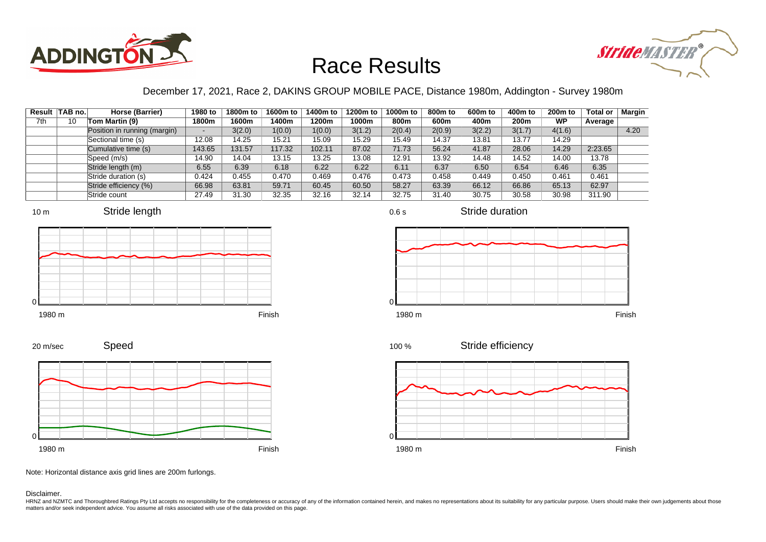# Race Results

December 17, 2021, Race 2, DAKINS GROUP MOBILE PACE, Distance 1980m, Addington - Survey 1980m

| Result | TAB no. | Horse (Barrier) | 1980 to 1800m | 1800m to 1600m | 1600m to 1400m | 1400m to 1200m | 1200m to 1000m | 1000m to 800m | 800m to 600m | 600m to 400m | 400m to 200m | 200m to WP | Total or Average | Margin |
|---|---|---|---|---|---|---|---|---|---|---|---|---|---|---|
| 7th | 10 | Tom Martin (9) | | | | | | | | | | | | |
| | | Position in running (margin) | - | 3(2.0) | 1(0.0) | 1(0.0) | 3(1.2) | 2(0.4) | 2(0.9) | 3(2.2) | 3(1.7) | 4(1.6) | | 4.20 |
| | | Sectional time (s) | 12.08 | 14.25 | 15.21 | 15.09 | 15.29 | 15.49 | 14.37 | 13.81 | 13.77 | 14.29 | | |
| | | Cumulative time (s) | 143.65 | 131.57 | 117.32 | 102.11 | 87.02 | 71.73 | 56.24 | 41.87 | 28.06 | 14.29 | 2:23.65 | |
| | | Speed (m/s) | 14.90 | 14.04 | 13.15 | 13.25 | 13.08 | 12.91 | 13.92 | 14.48 | 14.52 | 14.00 | 13.78 | |
| | | Stride length (m) | 6.55 | 6.39 | 6.18 | 6.22 | 6.22 | 6.11 | 6.37 | 6.50 | 6.54 | 6.46 | 6.35 | |
| | | Stride duration (s) | 0.424 | 0.455 | 0.470 | 0.469 | 0.476 | 0.473 | 0.458 | 0.449 | 0.450 | 0.461 | 0.461 | |
| | | Stride efficiency (%) | 66.98 | 63.81 | 59.71 | 60.45 | 60.50 | 58.27 | 63.39 | 66.12 | 66.86 | 65.13 | 62.97 | |
| | | Stride count | 27.49 | 31.30 | 32.35 | 32.16 | 32.14 | 32.75 | 31.40 | 30.75 | 30.58 | 30.98 | 311.90 | |

Note: Horizontal distance axis grid lines are 200m furlongs.

Disclaimer.

HRNZ and NZMTC and Thoroughbred Ratings Pty Ltd accepts no responsibility for the completeness or accuracy of any of the information contained herein, and makes no representations about its suitability for any particular purpose. Users should make their own judgements about those matters and/or seek independent advice. You assume all risks associated with use of the data provided on this page.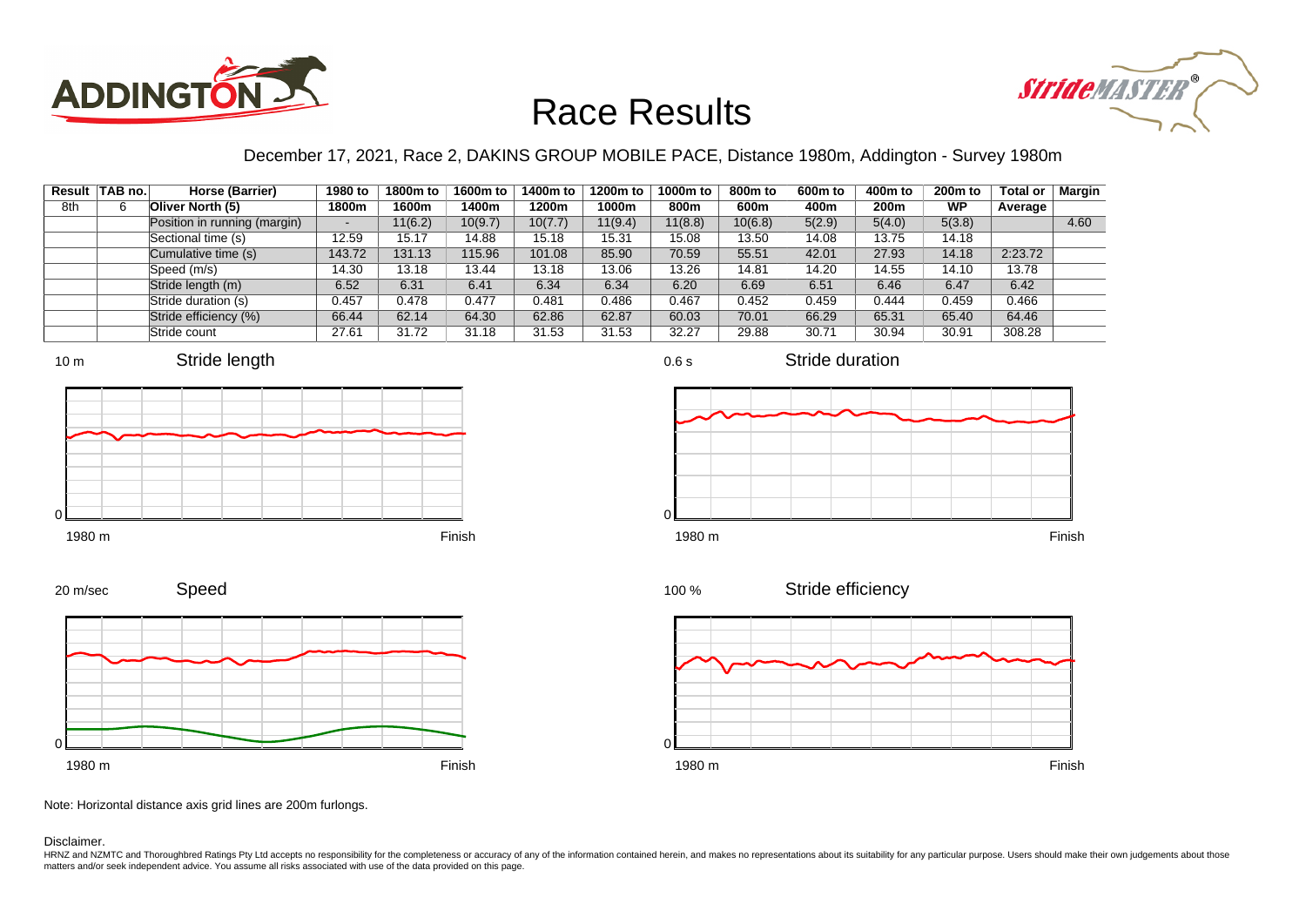# Race Results

December 17, 2021, Race 2, DAKINS GROUP MOBILE PACE, Distance 1980m, Addington - Survey 1980m

| Result | TAB no. | Horse (Barrier) | 1980 to 1800m | 1800m to 1600m | 1600m to 1400m | 1400m to 1200m | 1200m to 1000m | 1000m to 800m | 800m to 600m | 600m to 400m | 400m to 200m | 200m to WP | Total or Average | Margin |
|---|---|---|---|---|---|---|---|---|---|---|---|---|---|---|
| 8th | 6 | **Oliver North (5)** | | | | | | | | | | | | |
| | | Position in running (margin) | - | 11(6.2) | 10(9.7) | 10(7.7) | 11(9.4) | 11(8.8) | 10(6.8) | 5(2.9) | 5(4.0) | 5(3.8) | | 4.60 |
| | | Sectional time (s) | 12.59 | 15.17 | 14.88 | 15.18 | 15.31 | 15.08 | 13.50 | 14.08 | 13.75 | 14.18 | | |
| | | Cumulative time (s) | 143.72 | 131.13 | 115.96 | 101.08 | 85.90 | 70.59 | 55.51 | 42.01 | 27.93 | 14.18 | 2:23.72 | |
| | | Speed (m/s) | 14.30 | 13.18 | 13.44 | 13.18 | 13.06 | 13.26 | 14.81 | 14.20 | 14.55 | 14.10 | 13.78 | |
| | | Stride length (m) | 6.52 | 6.31 | 6.41 | 6.34 | 6.34 | 6.20 | 6.69 | 6.51 | 6.46 | 6.47 | 6.42 | |
| | | Stride duration (s) | 0.457 | 0.478 | 0.477 | 0.481 | 0.486 | 0.467 | 0.452 | 0.459 | 0.444 | 0.459 | 0.466 | |
| | | Stride efficiency (%) | 66.44 | 62.14 | 64.30 | 62.86 | 62.87 | 60.03 | 70.01 | 66.29 | 65.31 | 65.40 | 64.46 | |
| | | Stride count | 27.61 | 31.72 | 31.18 | 31.53 | 31.53 | 32.27 | 29.88 | 30.71 | 30.94 | 30.91 | 308.28 | |

Note: Horizontal distance axis grid lines are 200m furlongs.

Disclaimer.

HRNZ and NZMTC and Thoroughbred Ratings Pty Ltd accepts no responsibility for the completeness or accuracy of any of the information contained herein, and makes no representations about its suitability for any particular purpose. Users should make their own judgements about those matters and/or seek independent advice. You assume all risks associated with use of the data provided on this page.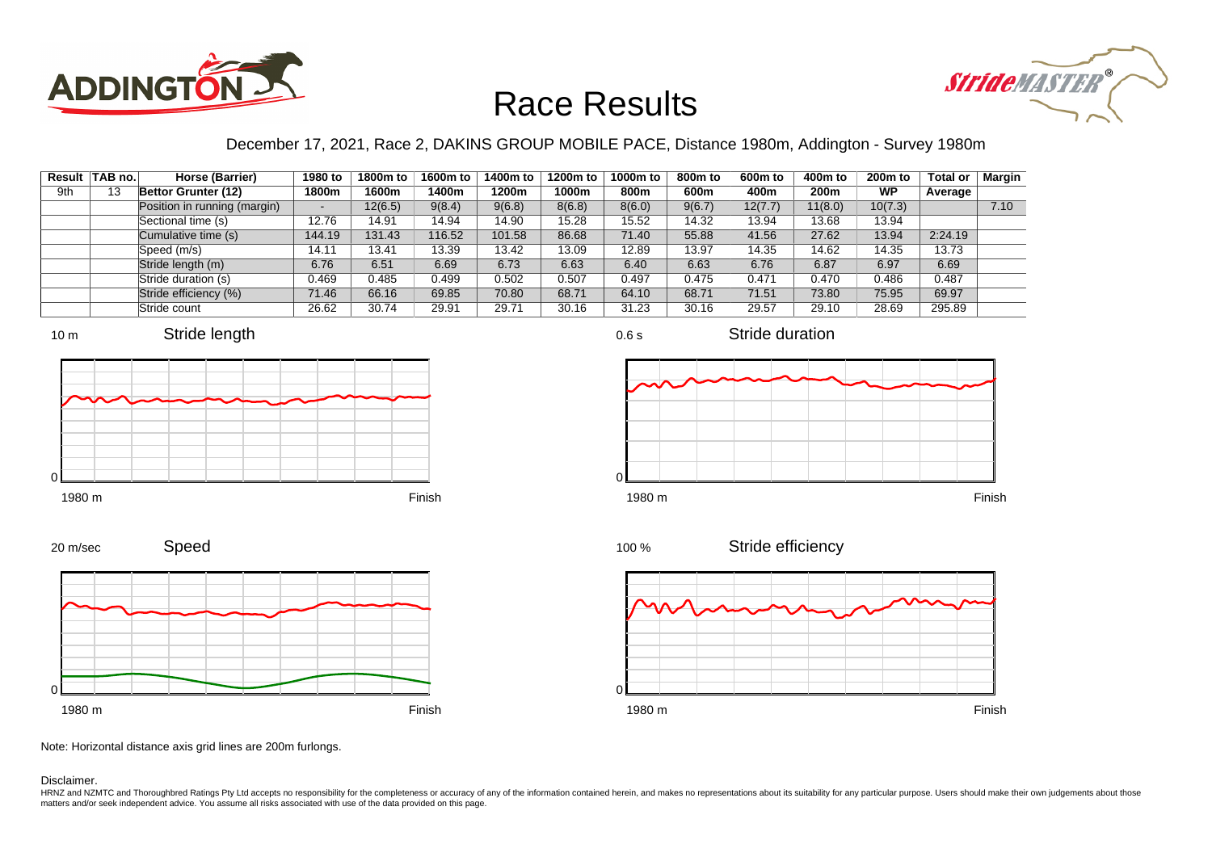# Race Results

December 17, 2021, Race 2, DAKINS GROUP MOBILE PACE, Distance 1980m, Addington - Survey 1980m

| Result | TAB no. | Horse (Barrier) | 1980 to 1800m | 1800m to 1600m | 1600m to 1400m | 1400m to 1200m | 1200m to 1000m | 1000m to 800m | 800m to 600m | 600m to 400m | 400m to 200m | 200m to WP | Total or Average | Margin |
|---|---|---|---|---|---|---|---|---|---|---|---|---|---|---|
| 9th | 13 | **Bettor Grunter (12)** | | | | | | | | | | | | |
| | | Position in running (margin) | - | 12(6.5) | 9(8.4) | 9(6.8) | 8(6.8) | 8(6.0) | 9(6.7) | 12(7.7) | 11(8.0) | 10(7.3) | | 7.10 |
| | | Sectional time (s) | 12.76 | 14.91 | 14.94 | 14.90 | 15.28 | 15.52 | 14.32 | 13.94 | 13.68 | 13.94 | | |
| | | Cumulative time (s) | 144.19 | 131.43 | 116.52 | 101.58 | 86.68 | 71.40 | 55.88 | 41.56 | 27.62 | 13.94 | 2:24.19 | |
| | | Speed (m/s) | 14.11 | 13.41 | 13.39 | 13.42 | 13.09 | 12.89 | 13.97 | 14.35 | 14.62 | 14.35 | 13.73 | |
| | | Stride length (m) | 6.76 | 6.51 | 6.69 | 6.73 | 6.63 | 6.40 | 6.63 | 6.76 | 6.87 | 6.97 | 6.69 | |
| | | Stride duration (s) | 0.469 | 0.485 | 0.499 | 0.502 | 0.507 | 0.497 | 0.475 | 0.471 | 0.470 | 0.486 | 0.487 | |
| | | Stride efficiency (%) | 71.46 | 66.16 | 69.85 | 70.80 | 68.71 | 64.10 | 68.71 | 71.51 | 73.80 | 75.95 | 69.97 | |
| | | Stride count | 26.62 | 30.74 | 29.91 | 29.71 | 30.16 | 31.23 | 30.16 | 29.57 | 29.10 | 28.69 | 295.89 | |

Note: Horizontal distance axis grid lines are 200m furlongs.

Disclaimer.

HRNZ and NZMTC and Thoroughbred Ratings Pty Ltd accepts no responsibility for the completeness or accuracy of any of the information contained herein, and makes no representations about its suitability for any particular purpose. Users should make their own judgements about those matters and/or seek independent advice. You assume all risks associated with use of the data provided on this page.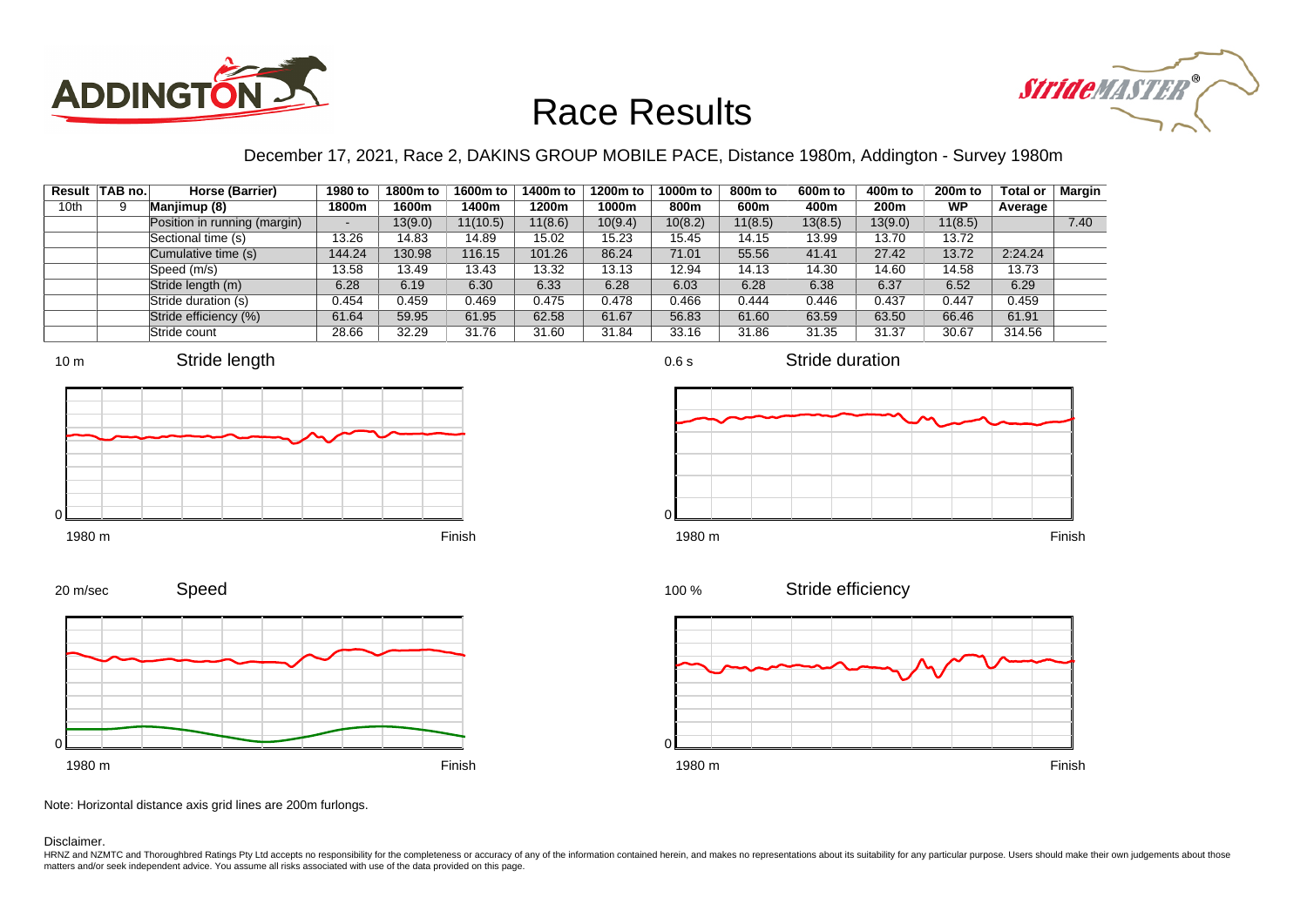# Race Results

December 17, 2021, Race 2, DAKINS GROUP MOBILE PACE, Distance 1980m, Addington - Survey 1980m

| Result | TAB no. | Horse (Barrier) | 1980 to 1800m | 1800m to 1600m | 1600m to 1400m | 1400m to 1200m | 1200m to 1000m | 1000m to 800m | 800m to 600m | 600m to 400m | 400m to 200m | 200m to WP | Total or Average | Margin |
|---|---|---|---|---|---|---|---|---|---|---|---|---|---|---|
| 10th | 9 | Manjimup (8) | | | | | | | | | | | | |
| | | Position in running (margin) | - | 13(9.0) | 11(10.5) | 11(8.6) | 10(9.4) | 10(8.2) | 11(8.5) | 13(8.5) | 13(9.0) | 11(8.5) | | 7.40 |
| | | Sectional time (s) | 13.26 | 14.83 | 14.89 | 15.02 | 15.23 | 15.45 | 14.15 | 13.99 | 13.70 | 13.72 | | |
| | | Cumulative time (s) | 144.24 | 130.98 | 116.15 | 101.26 | 86.24 | 71.01 | 55.56 | 41.41 | 27.42 | 13.72 | 2:24.24 | |
| | | Speed (m/s) | 13.58 | 13.49 | 13.43 | 13.32 | 13.13 | 12.94 | 14.13 | 14.30 | 14.60 | 14.58 | 13.73 | |
| | | Stride length (m) | 6.28 | 6.19 | 6.30 | 6.33 | 6.28 | 6.03 | 6.28 | 6.38 | 6.37 | 6.52 | 6.29 | |
| | | Stride duration (s) | 0.454 | 0.459 | 0.469 | 0.475 | 0.478 | 0.466 | 0.444 | 0.446 | 0.437 | 0.447 | 0.459 | |
| | | Stride efficiency (%) | 61.64 | 59.95 | 61.95 | 62.58 | 61.67 | 56.83 | 61.60 | 63.59 | 63.50 | 66.46 | 61.91 | |
| | | Stride count | 28.66 | 32.29 | 31.76 | 31.60 | 31.84 | 33.16 | 31.86 | 31.35 | 31.37 | 30.67 | 314.56 | |

Note: Horizontal distance axis grid lines are 200m furlongs.

Disclaimer.

HRNZ and NZMTC and Thoroughbred Ratings Pty Ltd accepts no responsibility for the completeness or accuracy of any of the information contained herein, and makes no representations about its suitability for any particular purpose. Users should make their own judgements about those matters and/or seek independent advice. You assume all risks associated with use of the data provided on this page.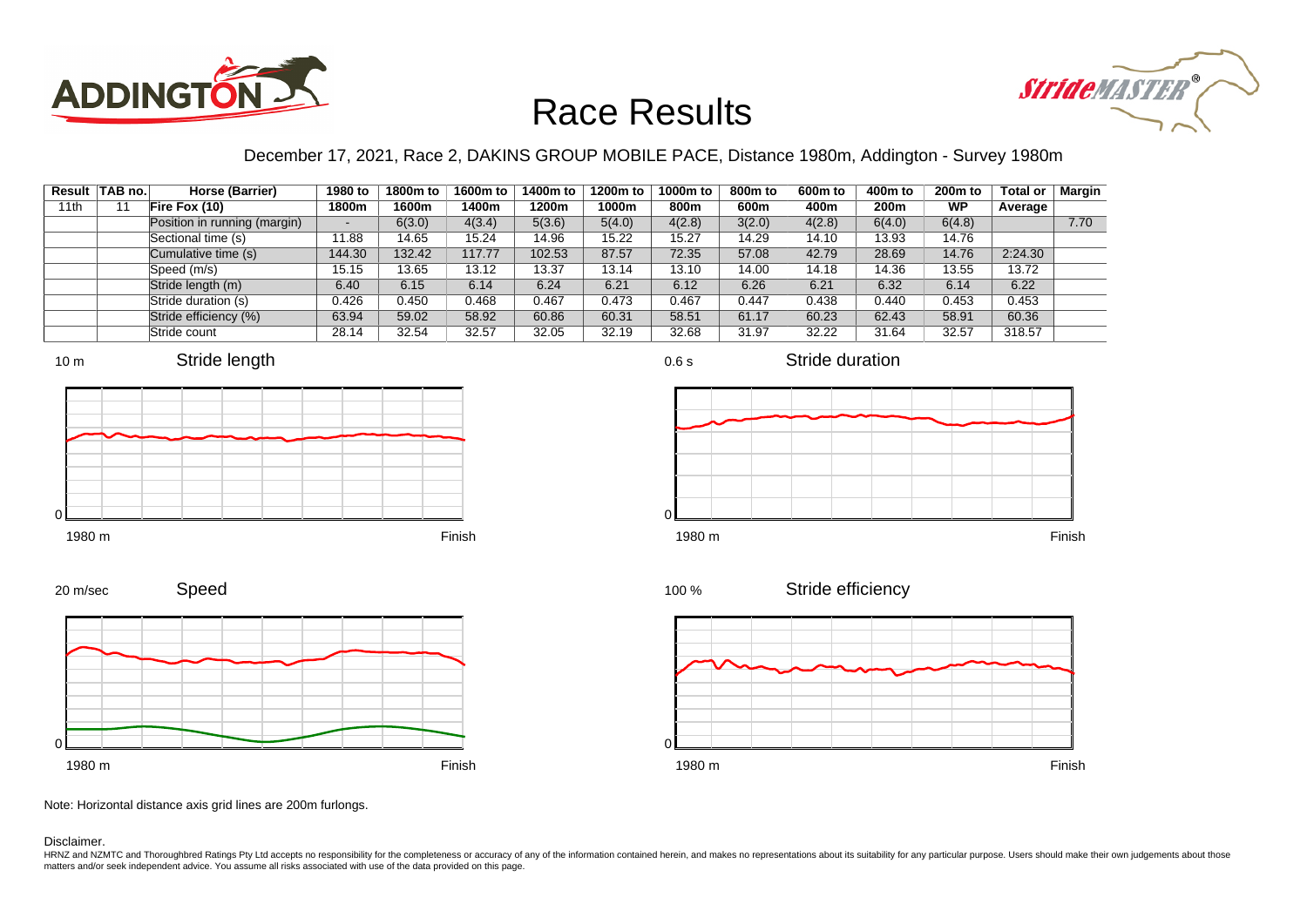# Race Results

December 17, 2021, Race 2, DAKINS GROUP MOBILE PACE, Distance 1980m, Addington - Survey 1980m

| Result | TAB no. | Horse (Barrier) | 1980 to 1800m | 1800m to 1600m | 1600m to 1400m | 1400m to 1200m | 1200m to 1000m | 1000m to 800m | 800m to 600m | 600m to 400m | 400m to 200m | 200m to WP | Total or Average | Margin |
|---|---|---|---|---|---|---|---|---|---|---|---|---|---|---|
| 11th | 11 | **Fire Fox (10)** | | | | | | | | | | | | |
| | | Position in running (margin) | - | 6(3.0) | 4(3.4) | 5(3.6) | 5(4.0) | 4(2.8) | 3(2.0) | 4(2.8) | 6(4.0) | 6(4.8) | | 7.70 |
| | | Sectional time (s) | 11.88 | 14.65 | 15.24 | 14.96 | 15.22 | 15.27 | 14.29 | 14.10 | 13.93 | 14.76 | | |
| | | Cumulative time (s) | 144.30 | 132.42 | 117.77 | 102.53 | 87.57 | 72.35 | 57.08 | 42.79 | 28.69 | 14.76 | 2:24.30 | |
| | | Speed (m/s) | 15.15 | 13.65 | 13.12 | 13.37 | 13.14 | 13.10 | 14.00 | 14.18 | 14.36 | 13.55 | 13.72 | |
| | | Stride length (m) | 6.40 | 6.15 | 6.14 | 6.24 | 6.21 | 6.12 | 6.26 | 6.21 | 6.32 | 6.14 | 6.22 | |
| | | Stride duration (s) | 0.426 | 0.450 | 0.468 | 0.467 | 0.473 | 0.467 | 0.447 | 0.438 | 0.440 | 0.453 | 0.453 | |
| | | Stride efficiency (%) | 63.94 | 59.02 | 58.92 | 60.86 | 60.31 | 58.51 | 61.17 | 60.23 | 62.43 | 58.91 | 60.36 | |
| | | Stride count | 28.14 | 32.54 | 32.57 | 32.05 | 32.19 | 32.68 | 31.97 | 32.22 | 31.64 | 32.57 | 318.57 | |

Note: Horizontal distance axis grid lines are 200m furlongs.

Disclaimer.

HRNZ and NZMTC and Thoroughbred Ratings Pty Ltd accepts no responsibility for the completeness or accuracy of any of the information contained herein, and makes no representations about its suitability for any particular purpose. Users should make their own judgements about those matters and/or seek independent advice. You assume all risks associated with use of the data provided on this page.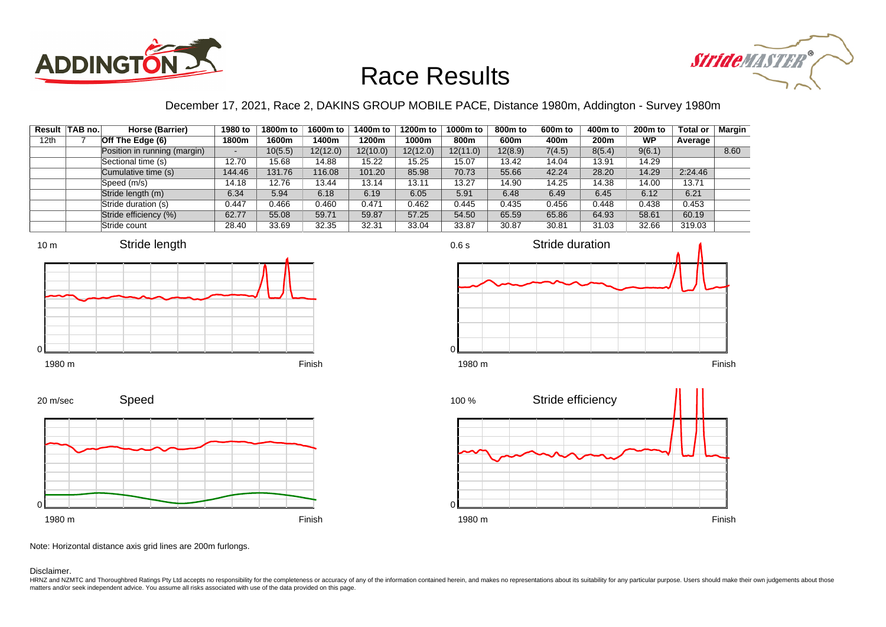# Race Results

December 17, 2021, Race 2, DAKINS GROUP MOBILE PACE, Distance 1980m, Addington - Survey 1980m

| Result | TAB no. | Horse (Barrier) | 1980 to 1800m | 1800m to 1600m | 1600m to 1400m | 1400m to 1200m | 1200m to 1000m | 1000m to 800m | 800m to 600m | 600m to 400m | 400m to 200m | 200m to WP | Total or Average | Margin |
|---|---|---|---|---|---|---|---|---|---|---|---|---|---|---|
| 12th | 7 | Off The Edge (6) | | | | | | | | | | | | |
| | | Position in running (margin) | - | 10(5.5) | 12(12.0) | 12(10.0) | 12(12.0) | 12(11.0) | 12(8.9) | 7(4.5) | 8(5.4) | 9(6.1) | | 8.60 |
| | | Sectional time (s) | 12.70 | 15.68 | 14.88 | 15.22 | 15.25 | 15.07 | 13.42 | 14.04 | 13.91 | 14.29 | | |
| | | Cumulative time (s) | 144.46 | 131.76 | 116.08 | 101.20 | 85.98 | 70.73 | 55.66 | 42.24 | 28.20 | 14.29 | 2:24.46 | |
| | | Speed (m/s) | 14.18 | 12.76 | 13.44 | 13.14 | 13.11 | 13.27 | 14.90 | 14.25 | 14.38 | 14.00 | 13.71 | |
| | | Stride length (m) | 6.34 | 5.94 | 6.18 | 6.19 | 6.05 | 5.91 | 6.48 | 6.49 | 6.45 | 6.12 | 6.21 | |
| | | Stride duration (s) | 0.447 | 0.466 | 0.460 | 0.471 | 0.462 | 0.445 | 0.435 | 0.456 | 0.448 | 0.438 | 0.453 | |
| | | Stride efficiency (%) | 62.77 | 55.08 | 59.71 | 59.87 | 57.25 | 54.50 | 65.59 | 65.86 | 64.93 | 58.61 | 60.19 | |
| | | Stride count | 28.40 | 33.69 | 32.35 | 32.31 | 33.04 | 33.87 | 30.87 | 30.81 | 31.03 | 32.66 | 319.03 | |

Note: Horizontal distance axis grid lines are 200m furlongs.

Disclaimer.

HRNZ and NZMTC and Thoroughbred Ratings Pty Ltd accepts no responsibility for the completeness or accuracy of any of the information contained herein, and makes no representations about its suitability for any particular purpose. Users should make their own judgements about those matters and/or seek independent advice. You assume all risks associated with use of the data provided on this page.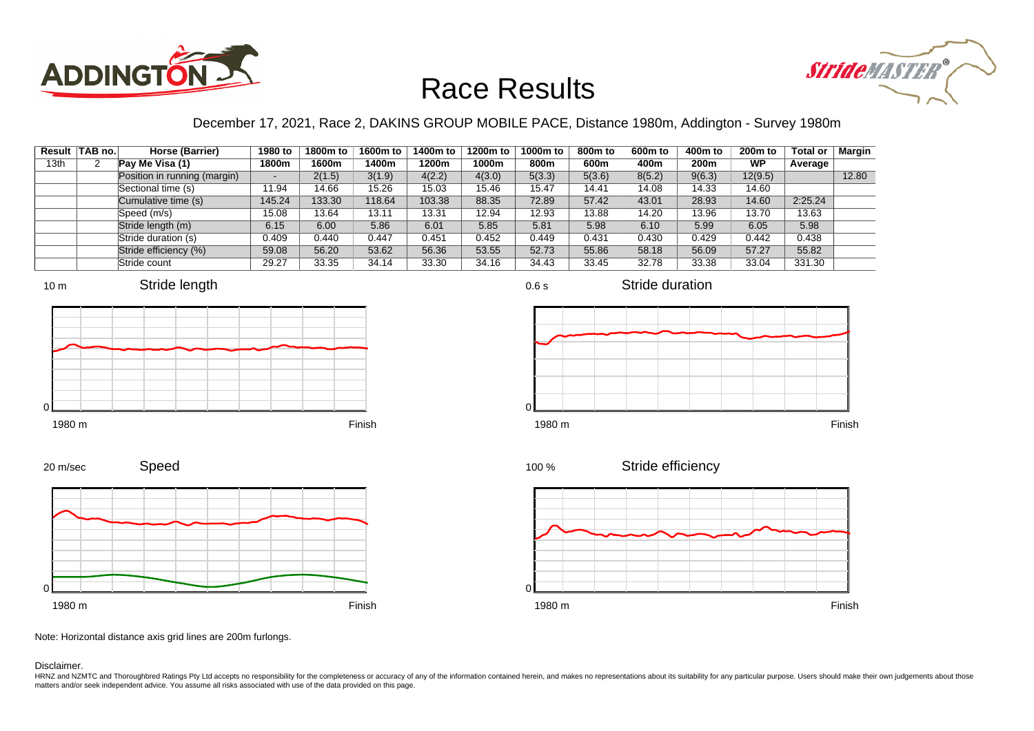# Race Results

December 17, 2021, Race 2, DAKINS GROUP MOBILE PACE, Distance 1980m, Addington - Survey 1980m

| Result | TAB no. | Horse (Barrier) | 1980 to 1800m | 1800m to 1600m | 1600m to 1400m | 1400m to 1200m | 1200m to 1000m | 1000m to 800m | 800m to 600m | 600m to 400m | 400m to 200m | 200m to WP | Total or Average | Margin |
|---|---|---|---|---|---|---|---|---|---|---|---|---|---|---|
| 13th | 2 | Pay Me Visa (1) | | | | | | | | | | | | |
| | | Position in running (margin) | - | 2(1.5) | 3(1.9) | 4(2.2) | 4(3.0) | 5(3.3) | 5(3.6) | 8(5.2) | 9(6.3) | 12(9.5) | | 12.80 |
| | | Sectional time (s) | 11.94 | 14.66 | 15.26 | 15.03 | 15.46 | 15.47 | 14.41 | 14.08 | 14.33 | 14.60 | | |
| | | Cumulative time (s) | 145.24 | 133.30 | 118.64 | 103.38 | 88.35 | 72.89 | 57.42 | 43.01 | 28.93 | 14.60 | 2:25.24 | |
| | | Speed (m/s) | 15.08 | 13.64 | 13.11 | 13.31 | 12.94 | 12.93 | 13.88 | 14.20 | 13.96 | 13.70 | 13.63 | |
| | | Stride length (m) | 6.15 | 6.00 | 5.86 | 6.01 | 5.85 | 5.81 | 5.98 | 6.10 | 5.99 | 6.05 | 5.98 | |
| | | Stride duration (s) | 0.409 | 0.440 | 0.447 | 0.451 | 0.452 | 0.449 | 0.431 | 0.430 | 0.429 | 0.442 | 0.438 | |
| | | Stride efficiency (%) | 59.08 | 56.20 | 53.62 | 56.36 | 53.55 | 52.73 | 55.86 | 58.18 | 56.09 | 57.27 | 55.82 | |
| | | Stride count | 29.27 | 33.35 | 34.14 | 33.30 | 34.16 | 34.43 | 33.45 | 32.78 | 33.38 | 33.04 | 331.30 | |

Note: Horizontal distance axis grid lines are 200m furlongs.

Disclaimer.

HRNZ and NZMTC and Thoroughbred Ratings Pty Ltd accepts no responsibility for the completeness or accuracy of any of the information contained herein, and makes no representations about its suitability for any particular purpose. Users should make their own judgements about those matters and/or seek independent advice. You assume all risks associated with use of the data provided on this page.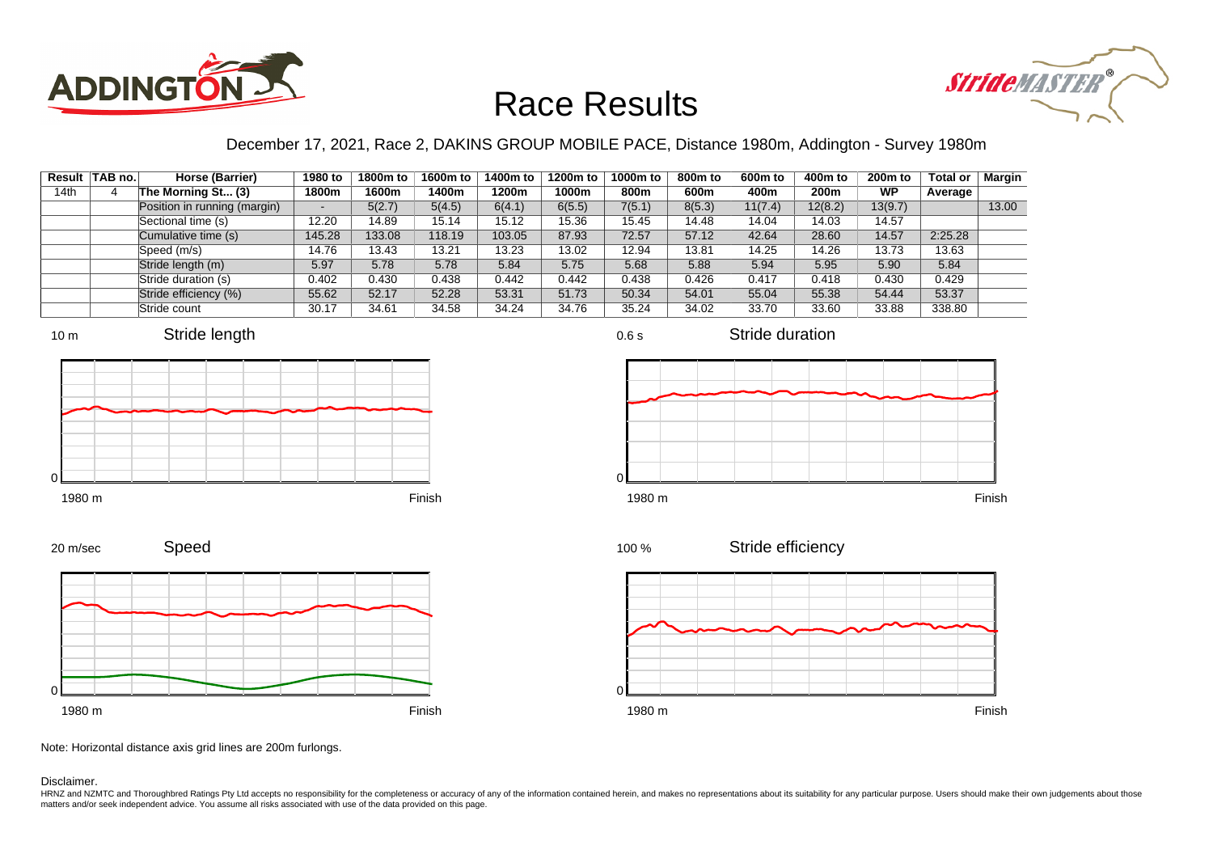# Race Results

December 17, 2021, Race 2, DAKINS GROUP MOBILE PACE, Distance 1980m, Addington - Survey 1980m

| Result | TAB no. | Horse (Barrier) | 1980 to 1800m | 1800m to 1600m | 1600m to 1400m | 1400m to 1200m | 1200m to 1000m | 1000m to 800m | 800m to 600m | 600m to 400m | 400m to 200m | 200m to WP | Total or Average | Margin |
|---|---|---|---|---|---|---|---|---|---|---|---|---|---|---|
| 14th | 4 | The Morning St... (3) | | | | | | | | | | | | |
| | | Position in running (margin) | - | 5(2.7) | 5(4.5) | 6(4.1) | 6(5.5) | 7(5.1) | 8(5.3) | 11(7.4) | 12(8.2) | 13(9.7) | | 13.00 |
| | | Sectional time (s) | 12.20 | 14.89 | 15.14 | 15.12 | 15.36 | 15.45 | 14.48 | 14.04 | 14.03 | 14.57 | | |
| | | Cumulative time (s) | 145.28 | 133.08 | 118.19 | 103.05 | 87.93 | 72.57 | 57.12 | 42.64 | 28.60 | 14.57 | 2:25.28 | |
| | | Speed (m/s) | 14.76 | 13.43 | 13.21 | 13.23 | 13.02 | 12.94 | 13.81 | 14.25 | 14.26 | 13.73 | 13.63 | |
| | | Stride length (m) | 5.97 | 5.78 | 5.78 | 5.84 | 5.75 | 5.68 | 5.88 | 5.94 | 5.95 | 5.90 | 5.84 | |
| | | Stride duration (s) | 0.402 | 0.430 | 0.438 | 0.442 | 0.442 | 0.438 | 0.426 | 0.417 | 0.418 | 0.430 | 0.429 | |
| | | Stride efficiency (%) | 55.62 | 52.17 | 52.28 | 53.31 | 51.73 | 50.34 | 54.01 | 55.04 | 55.38 | 54.44 | 53.37 | |
| | | Stride count | 30.17 | 34.61 | 34.58 | 34.24 | 34.76 | 35.24 | 34.02 | 33.70 | 33.60 | 33.88 | 338.80 | |

Stride length
10 m
0
1980 m
Finish

Stride duration
0.6 s
0
1980 m
Finish

Speed
20 m/sec
0
1980 m
Finish

Stride efficiency
100 %
0
1980 m
Finish

Note: Horizontal distance axis grid lines are 200m furlongs.

Disclaimer.

HRNZ and NZMTC and Thoroughbred Ratings Pty Ltd accepts no responsibility for the completeness or accuracy of any of the information contained herein, and makes no representations about its suitability for any particular purpose. Users should make their own judgements about those matters and/or seek independent advice. You assume all risks associated with use of the data provided on this page.